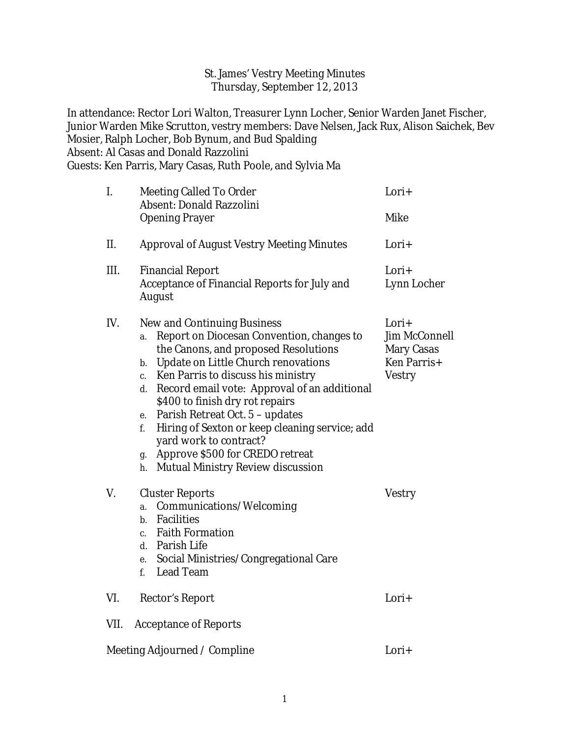# St. James' Vestry Meeting Minutes
Thursday, September 12, 2013

In attendance: Rector Lori Walton, Treasurer Lynn Locher, Senior Warden Janet Fischer, Junior Warden Mike Scrutton, vestry members: Dave Nelsen, Jack Rux, Alison Saichek, Bev Mosier, Ralph Locher, Bob Bynum, and Bud Spalding
Absent: Al Casas and Donald Razzolini
Guests: Ken Parris, Mary Casas, Ruth Poole, and Sylvia Ma

| | | |
|---|---|---|
| I. | Meeting Called To Order<br>Absent: Donald Razzolini<br>Opening Prayer | Lori+<br><br>Mike |
| II. | Approval of August Vestry Meeting Minutes | Lori+ |
| III. | Financial Report<br>Acceptance of Financial Reports for July and August | Lori+<br>Lynn Locher |
| IV. | New and Continuing Business<br>a. Report on Diocesan Convention, changes to the Canons, and proposed Resolutions<br>b. Update on Little Church renovations<br>c. Ken Parris to discuss his ministry<br>d. Record email vote: Approval of an additional $400 to finish dry rot repairs<br>e. Parish Retreat Oct. 5 – updates<br>f. Hiring of Sexton or keep cleaning service; add yard work to contract?<br>g. Approve $500 for CREDO retreat<br>h. Mutual Ministry Review discussion | Lori+<br>Jim McConnell<br>Mary Casas<br>Ken Parris+<br>Vestry |
| V. | Cluster Reports<br>a. Communications/Welcoming<br>b. Facilities<br>c. Faith Formation<br>d. Parish Life<br>e. Social Ministries/Congregational Care<br>f. Lead Team | Vestry |
| VI. | Rector's Report | Lori+ |
| VII. | Acceptance of Reports | |
| | Meeting Adjourned / Compline | Lori+ |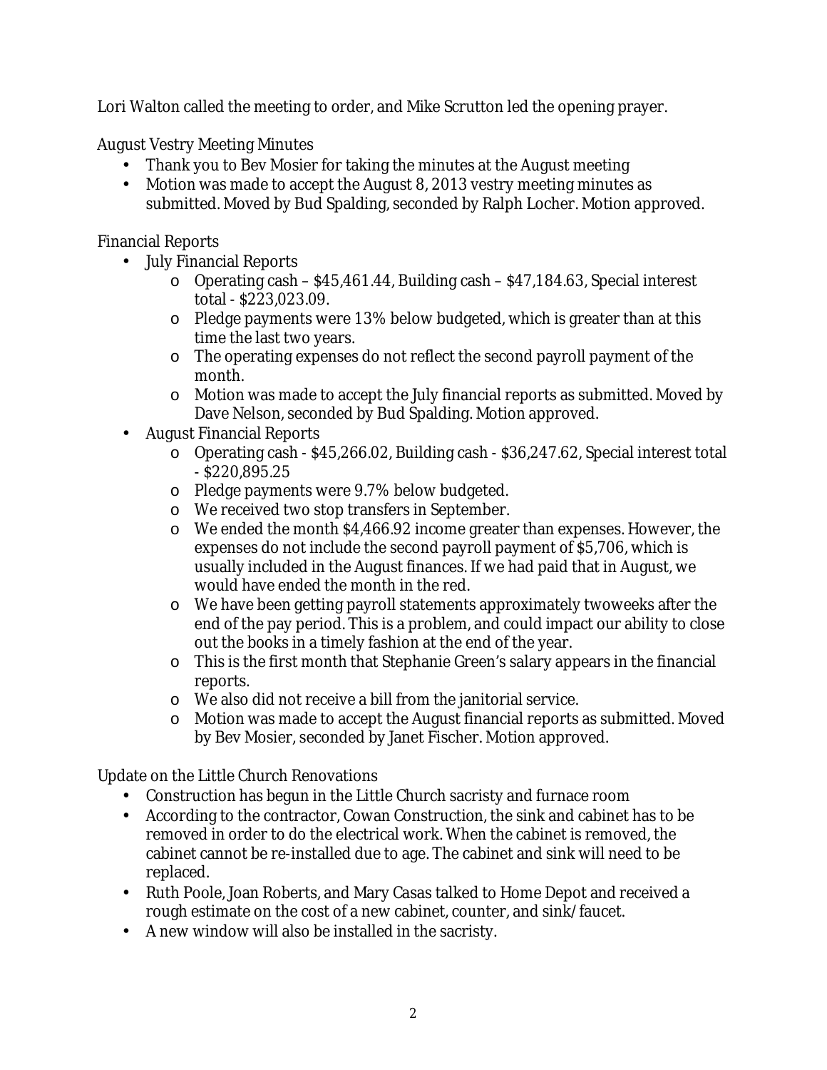Lori Walton called the meeting to order, and Mike Scrutton led the opening prayer.

August Vestry Meeting Minutes

- Thank you to Bev Mosier for taking the minutes at the August meeting
- Motion was made to accept the August 8, 2013 vestry meeting minutes as submitted. Moved by Bud Spalding, seconded by Ralph Locher. Motion approved.

Financial Reports

- July Financial Reports
  - Operating cash – $45,461.44, Building cash – $47,184.63, Special interest total - $223,023.09.
  - Pledge payments were 13% below budgeted, which is greater than at this time the last two years.
  - The operating expenses do not reflect the second payroll payment of the month.
  - Motion was made to accept the July financial reports as submitted. Moved by Dave Nelson, seconded by Bud Spalding. Motion approved.
- August Financial Reports
  - Operating cash - $45,266.02, Building cash - $36,247.62, Special interest total - $220,895.25
  - Pledge payments were 9.7% below budgeted.
  - We received two stop transfers in September.
  - We ended the month $4,466.92 income greater than expenses. However, the expenses do not include the second payroll payment of $5,706, which is usually included in the August finances. If we had paid that in August, we would have ended the month in the red.
  - We have been getting payroll statements approximately twoweeks after the end of the pay period. This is a problem, and could impact our ability to close out the books in a timely fashion at the end of the year.
  - This is the first month that Stephanie Green's salary appears in the financial reports.
  - We also did not receive a bill from the janitorial service.
  - Motion was made to accept the August financial reports as submitted. Moved by Bev Mosier, seconded by Janet Fischer. Motion approved.

Update on the Little Church Renovations

- Construction has begun in the Little Church sacristy and furnace room
- According to the contractor, Cowan Construction, the sink and cabinet has to be removed in order to do the electrical work. When the cabinet is removed, the cabinet cannot be re-installed due to age. The cabinet and sink will need to be replaced.
- Ruth Poole, Joan Roberts, and Mary Casas talked to Home Depot and received a rough estimate on the cost of a new cabinet, counter, and sink/faucet.
- A new window will also be installed in the sacristy.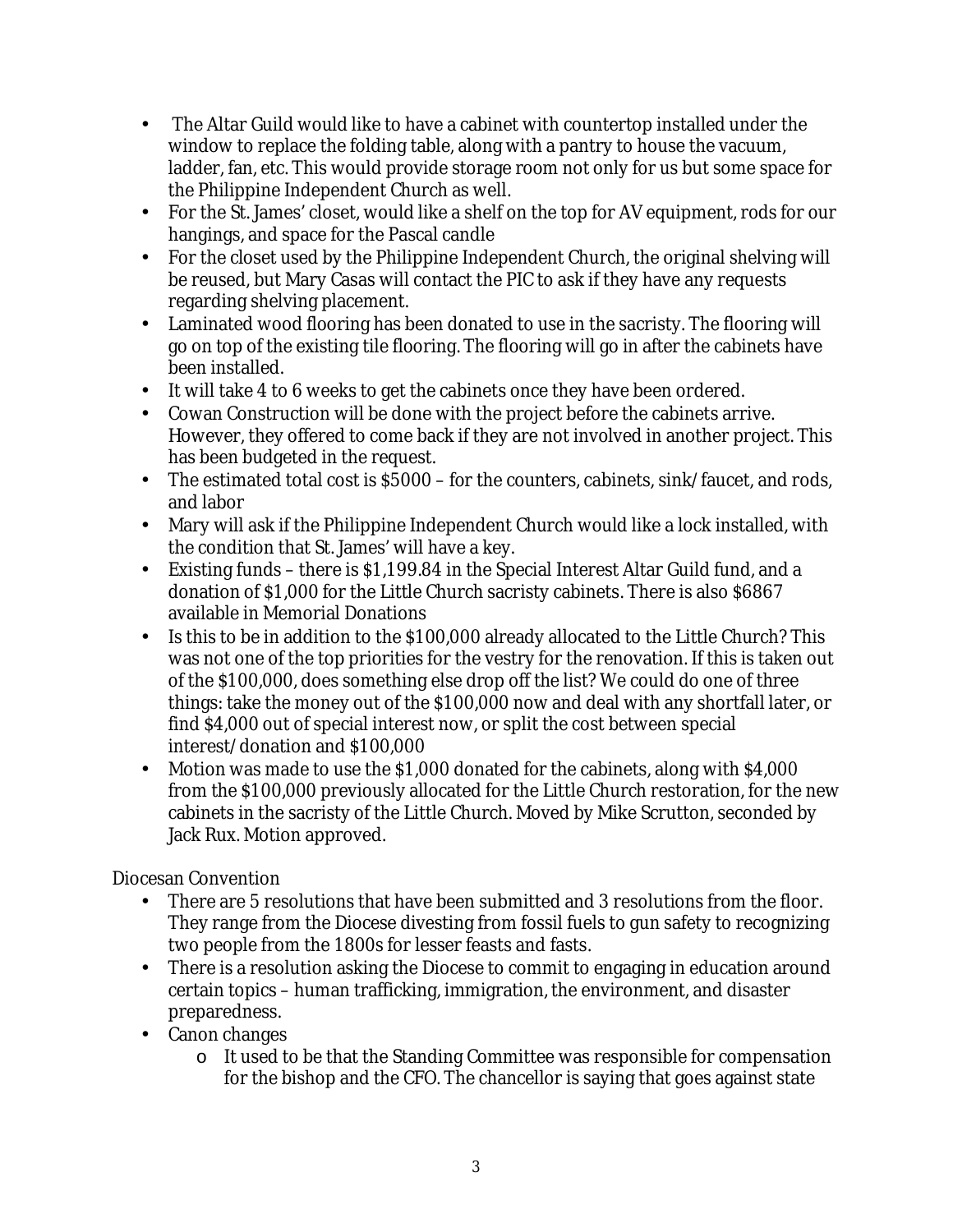- The Altar Guild would like to have a cabinet with countertop installed under the window to replace the folding table, along with a pantry to house the vacuum, ladder, fan, etc. This would provide storage room not only for us but some space for the Philippine Independent Church as well.
- For the St. James' closet, would like a shelf on the top for AV equipment, rods for our hangings, and space for the Pascal candle
- For the closet used by the Philippine Independent Church, the original shelving will be reused, but Mary Casas will contact the PIC to ask if they have any requests regarding shelving placement.
- Laminated wood flooring has been donated to use in the sacristy. The flooring will go on top of the existing tile flooring. The flooring will go in after the cabinets have been installed.
- It will take 4 to 6 weeks to get the cabinets once they have been ordered.
- Cowan Construction will be done with the project before the cabinets arrive. However, they offered to come back if they are not involved in another project. This has been budgeted in the request.
- The estimated total cost is $5000 – for the counters, cabinets, sink/faucet, and rods, and labor
- Mary will ask if the Philippine Independent Church would like a lock installed, with the condition that St. James' will have a key.
- Existing funds – there is $1,199.84 in the Special Interest Altar Guild fund, and a donation of $1,000 for the Little Church sacristy cabinets. There is also $6867 available in Memorial Donations
- Is this to be in addition to the $100,000 already allocated to the Little Church? This was not one of the top priorities for the vestry for the renovation. If this is taken out of the $100,000, does something else drop off the list? We could do one of three things: take the money out of the $100,000 now and deal with any shortfall later, or find $4,000 out of special interest now, or split the cost between special interest/donation and $100,000
- Motion was made to use the $1,000 donated for the cabinets, along with $4,000 from the $100,000 previously allocated for the Little Church restoration, for the new cabinets in the sacristy of the Little Church. Moved by Mike Scrutton, seconded by Jack Rux. Motion approved.

Diocesan Convention

- There are 5 resolutions that have been submitted and 3 resolutions from the floor. They range from the Diocese divesting from fossil fuels to gun safety to recognizing two people from the 1800s for lesser feasts and fasts.
- There is a resolution asking the Diocese to commit to engaging in education around certain topics – human trafficking, immigration, the environment, and disaster preparedness.
- Canon changes
  - It used to be that the Standing Committee was responsible for compensation for the bishop and the CFO. The chancellor is saying that goes against state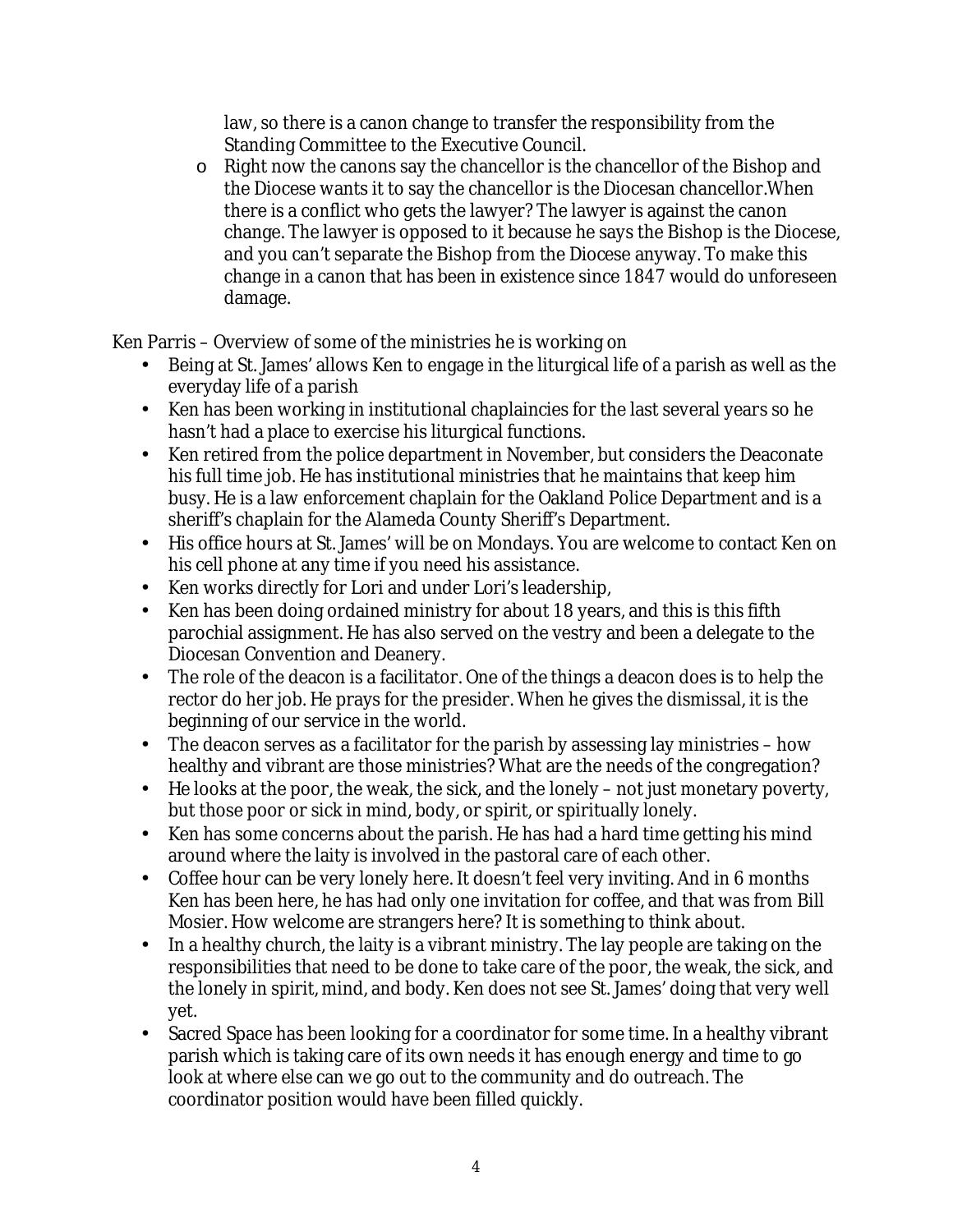law, so there is a canon change to transfer the responsibility from the Standing Committee to the Executive Council.

  - Right now the canons say the chancellor is the chancellor of the Bishop and the Diocese wants it to say the chancellor is the Diocesan chancellor.When there is a conflict who gets the lawyer? The lawyer is against the canon change. The lawyer is opposed to it because he says the Bishop is the Diocese, and you can't separate the Bishop from the Diocese anyway. To make this change in a canon that has been in existence since 1847 would do unforeseen damage.

Ken Parris – Overview of some of the ministries he is working on

- Being at St. James' allows Ken to engage in the liturgical life of a parish as well as the everyday life of a parish
- Ken has been working in institutional chaplaincies for the last several years so he hasn't had a place to exercise his liturgical functions.
- Ken retired from the police department in November, but considers the Deaconate his full time job. He has institutional ministries that he maintains that keep him busy. He is a law enforcement chaplain for the Oakland Police Department and is a sheriff's chaplain for the Alameda County Sheriff's Department.
- His office hours at St. James' will be on Mondays. You are welcome to contact Ken on his cell phone at any time if you need his assistance.
- Ken works directly for Lori and under Lori's leadership,
- Ken has been doing ordained ministry for about 18 years, and this is this fifth parochial assignment. He has also served on the vestry and been a delegate to the Diocesan Convention and Deanery.
- The role of the deacon is a facilitator. One of the things a deacon does is to help the rector do her job. He prays for the presider. When he gives the dismissal, it is the beginning of our service in the world.
- The deacon serves as a facilitator for the parish by assessing lay ministries – how healthy and vibrant are those ministries? What are the needs of the congregation?
- He looks at the poor, the weak, the sick, and the lonely – not just monetary poverty, but those poor or sick in mind, body, or spirit, or spiritually lonely.
- Ken has some concerns about the parish. He has had a hard time getting his mind around where the laity is involved in the pastoral care of each other.
- Coffee hour can be very lonely here. It doesn't feel very inviting. And in 6 months Ken has been here, he has had only one invitation for coffee, and that was from Bill Mosier. How welcome are strangers here? It is something to think about.
- In a healthy church, the laity is a vibrant ministry. The lay people are taking on the responsibilities that need to be done to take care of the poor, the weak, the sick, and the lonely in spirit, mind, and body. Ken does not see St. James' doing that very well yet.
- Sacred Space has been looking for a coordinator for some time. In a healthy vibrant parish which is taking care of its own needs it has enough energy and time to go look at where else can we go out to the community and do outreach. The coordinator position would have been filled quickly.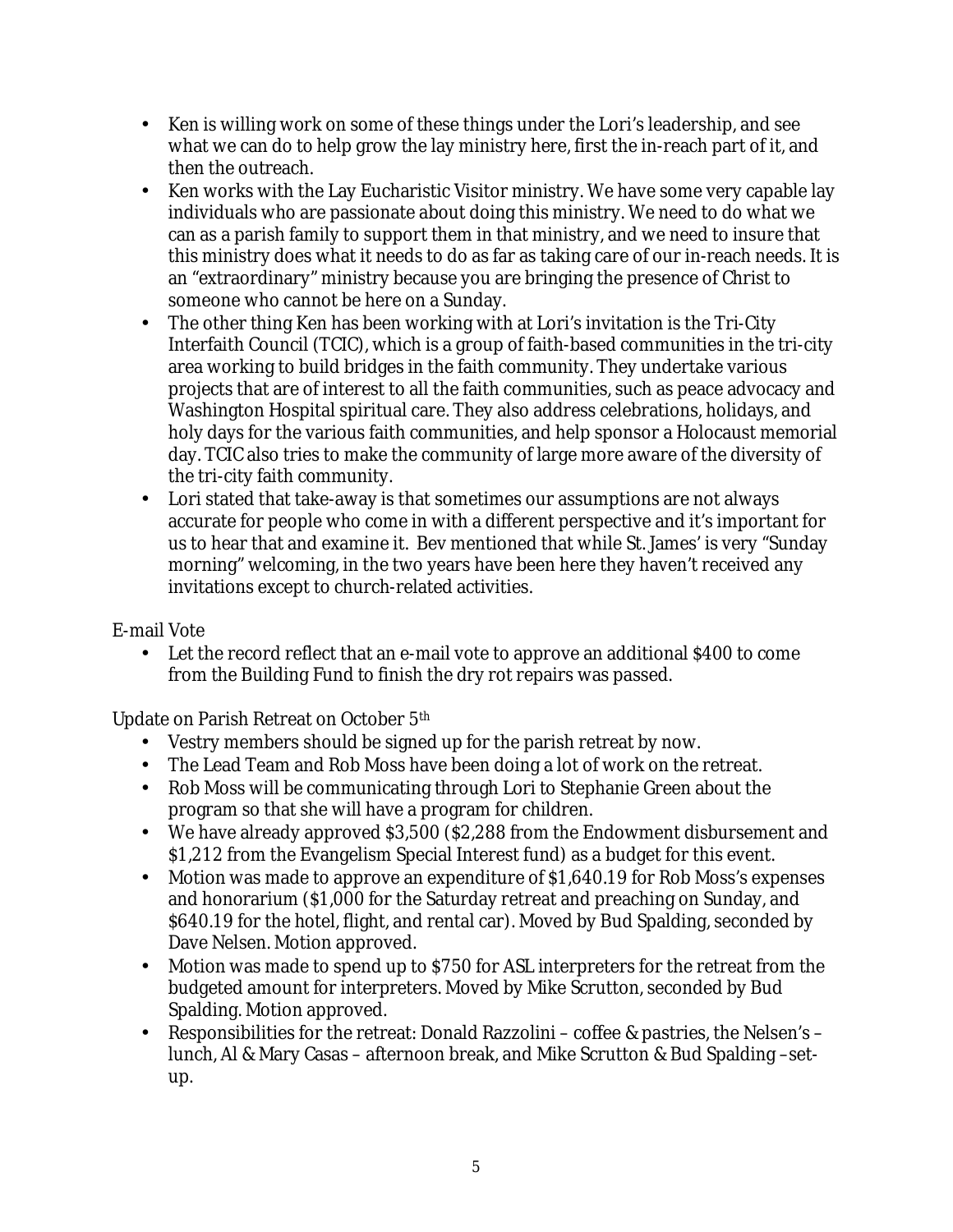- Ken is willing work on some of these things under the Lori's leadership, and see what we can do to help grow the lay ministry here, first the in-reach part of it, and then the outreach.
- Ken works with the Lay Eucharistic Visitor ministry. We have some very capable lay individuals who are passionate about doing this ministry. We need to do what we can as a parish family to support them in that ministry, and we need to insure that this ministry does what it needs to do as far as taking care of our in-reach needs. It is an "extraordinary" ministry because you are bringing the presence of Christ to someone who cannot be here on a Sunday.
- The other thing Ken has been working with at Lori's invitation is the Tri-City Interfaith Council (TCIC), which is a group of faith-based communities in the tri-city area working to build bridges in the faith community. They undertake various projects that are of interest to all the faith communities, such as peace advocacy and Washington Hospital spiritual care. They also address celebrations, holidays, and holy days for the various faith communities, and help sponsor a Holocaust memorial day. TCIC also tries to make the community of large more aware of the diversity of the tri-city faith community.
- Lori stated that take-away is that sometimes our assumptions are not always accurate for people who come in with a different perspective and it's important for us to hear that and examine it. Bev mentioned that while St. James' is very "Sunday morning" welcoming, in the two years have been here they haven't received any invitations except to church-related activities.

E-mail Vote

- Let the record reflect that an e-mail vote to approve an additional $400 to come from the Building Fund to finish the dry rot repairs was passed.

Update on Parish Retreat on October 5th

- Vestry members should be signed up for the parish retreat by now.
- The Lead Team and Rob Moss have been doing a lot of work on the retreat.
- Rob Moss will be communicating through Lori to Stephanie Green about the program so that she will have a program for children.
- We have already approved $3,500 ($2,288 from the Endowment disbursement and $1,212 from the Evangelism Special Interest fund) as a budget for this event.
- Motion was made to approve an expenditure of $1,640.19 for Rob Moss's expenses and honorarium ($1,000 for the Saturday retreat and preaching on Sunday, and $640.19 for the hotel, flight, and rental car). Moved by Bud Spalding, seconded by Dave Nelsen. Motion approved.
- Motion was made to spend up to $750 for ASL interpreters for the retreat from the budgeted amount for interpreters. Moved by Mike Scrutton, seconded by Bud Spalding. Motion approved.
- Responsibilities for the retreat: Donald Razzolini – coffee & pastries, the Nelsen's – lunch, Al & Mary Casas – afternoon break, and Mike Scrutton & Bud Spalding –set-up.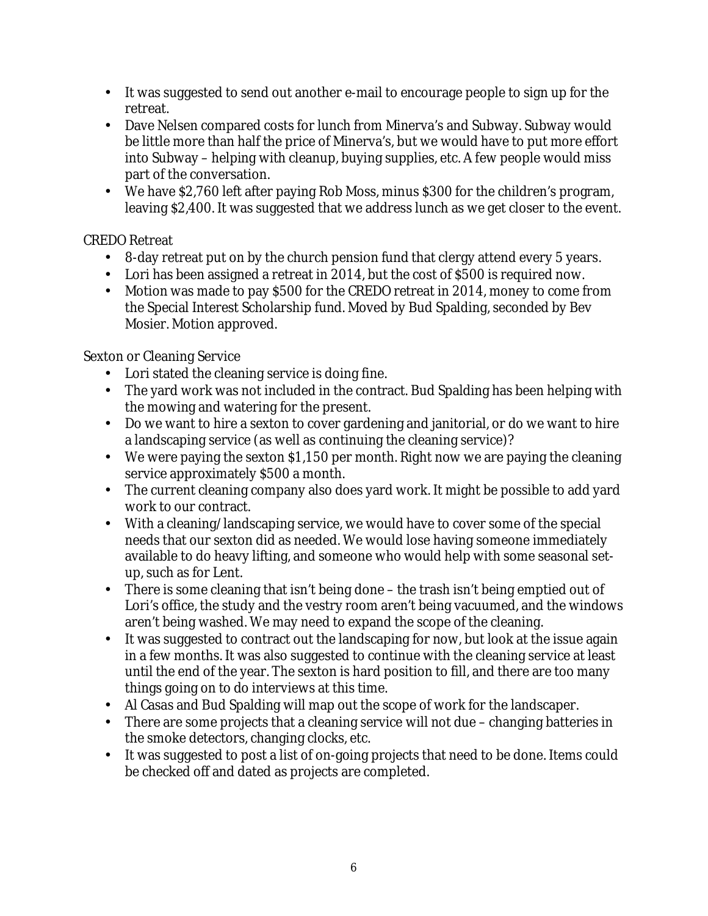- It was suggested to send out another e-mail to encourage people to sign up for the retreat.
- Dave Nelsen compared costs for lunch from Minerva's and Subway. Subway would be little more than half the price of Minerva's, but we would have to put more effort into Subway – helping with cleanup, buying supplies, etc. A few people would miss part of the conversation.
- We have $2,760 left after paying Rob Moss, minus $300 for the children's program, leaving $2,400. It was suggested that we address lunch as we get closer to the event.

CREDO Retreat

- 8-day retreat put on by the church pension fund that clergy attend every 5 years.
- Lori has been assigned a retreat in 2014, but the cost of $500 is required now.
- Motion was made to pay $500 for the CREDO retreat in 2014, money to come from the Special Interest Scholarship fund. Moved by Bud Spalding, seconded by Bev Mosier. Motion approved.

Sexton or Cleaning Service

- Lori stated the cleaning service is doing fine.
- The yard work was not included in the contract. Bud Spalding has been helping with the mowing and watering for the present.
- Do we want to hire a sexton to cover gardening and janitorial, or do we want to hire a landscaping service (as well as continuing the cleaning service)?
- We were paying the sexton $1,150 per month. Right now we are paying the cleaning service approximately $500 a month.
- The current cleaning company also does yard work. It might be possible to add yard work to our contract.
- With a cleaning/landscaping service, we would have to cover some of the special needs that our sexton did as needed. We would lose having someone immediately available to do heavy lifting, and someone who would help with some seasonal set-up, such as for Lent.
- There is some cleaning that isn't being done – the trash isn't being emptied out of Lori's office, the study and the vestry room aren't being vacuumed, and the windows aren't being washed. We may need to expand the scope of the cleaning.
- It was suggested to contract out the landscaping for now, but look at the issue again in a few months. It was also suggested to continue with the cleaning service at least until the end of the year. The sexton is hard position to fill, and there are too many things going on to do interviews at this time.
- Al Casas and Bud Spalding will map out the scope of work for the landscaper.
- There are some projects that a cleaning service will not due – changing batteries in the smoke detectors, changing clocks, etc.
- It was suggested to post a list of on-going projects that need to be done. Items could be checked off and dated as projects are completed.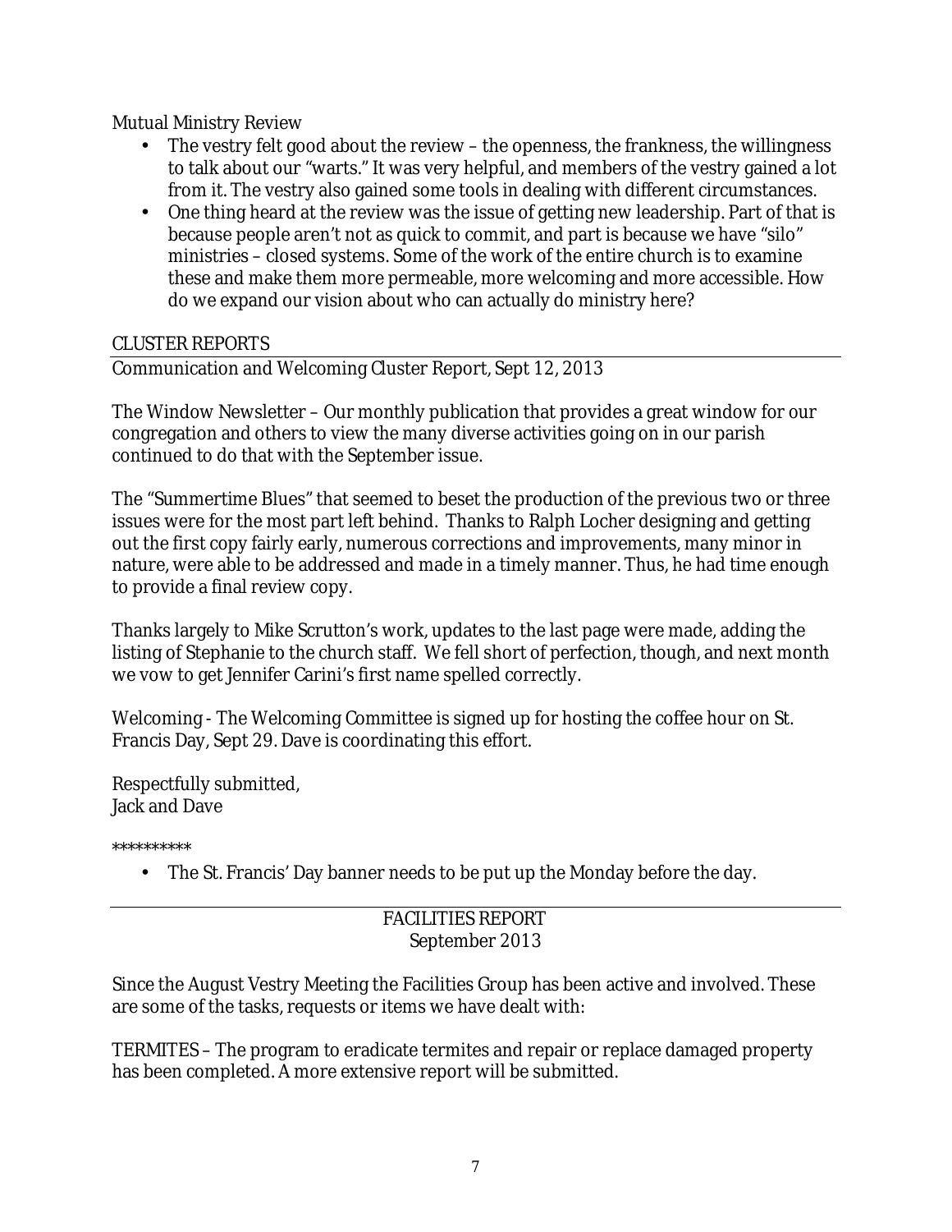Mutual Ministry Review

- The vestry felt good about the review – the openness, the frankness, the willingness to talk about our "warts." It was very helpful, and members of the vestry gained a lot from it. The vestry also gained some tools in dealing with different circumstances.
- One thing heard at the review was the issue of getting new leadership. Part of that is because people aren't not as quick to commit, and part is because we have "silo" ministries – closed systems. Some of the work of the entire church is to examine these and make them more permeable, more welcoming and more accessible. How do we expand our vision about who can actually do ministry here?

CLUSTER REPORTS

Communication and Welcoming Cluster Report, Sept 12, 2013

The Window Newsletter – Our monthly publication that provides a great window for our congregation and others to view the many diverse activities going on in our parish continued to do that with the September issue.

The "Summertime Blues" that seemed to beset the production of the previous two or three issues were for the most part left behind. Thanks to Ralph Locher designing and getting out the first copy fairly early, numerous corrections and improvements, many minor in nature, were able to be addressed and made in a timely manner. Thus, he had time enough to provide a final review copy.

Thanks largely to Mike Scrutton's work, updates to the last page were made, adding the listing of Stephanie to the church staff. We fell short of perfection, though, and next month we vow to get Jennifer Carini's first name spelled correctly.

Welcoming - The Welcoming Committee is signed up for hosting the coffee hour on St. Francis Day, Sept 29. Dave is coordinating this effort.

Respectfully submitted,
Jack and Dave

**********

- The St. Francis' Day banner needs to be put up the Monday before the day.

---

FACILITIES REPORT
September 2013

Since the August Vestry Meeting the Facilities Group has been active and involved. These are some of the tasks, requests or items we have dealt with:

TERMITES – The program to eradicate termites and repair or replace damaged property has been completed. A more extensive report will be submitted.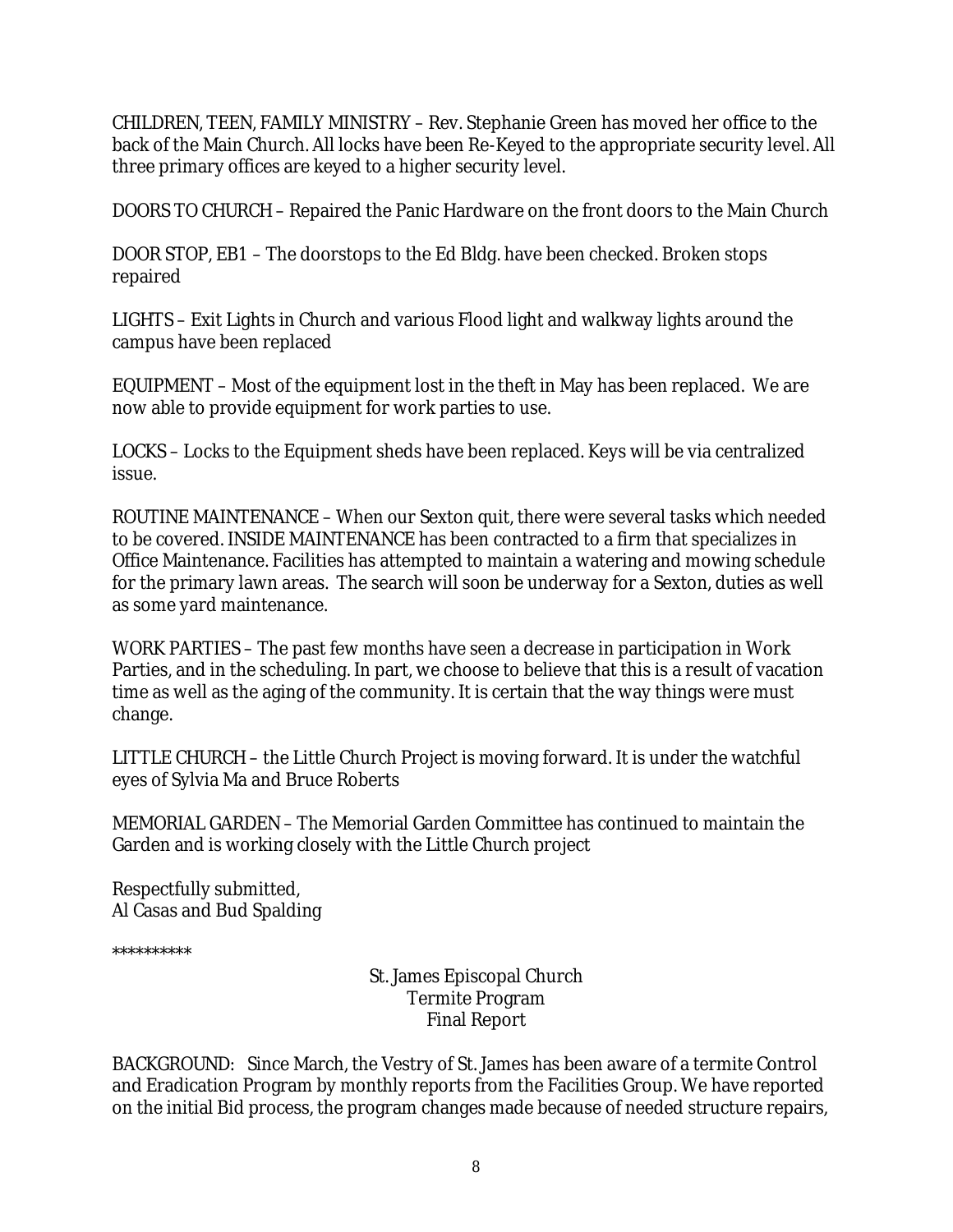CHILDREN, TEEN, FAMILY MINISTRY – Rev. Stephanie Green has moved her office to the back of the Main Church. All locks have been Re-Keyed to the appropriate security level. All three primary offices are keyed to a higher security level.

DOORS TO CHURCH – Repaired the Panic Hardware on the front doors to the Main Church

DOOR STOP, EB1 – The doorstops to the Ed Bldg. have been checked. Broken stops repaired

LIGHTS – Exit Lights in Church and various Flood light and walkway lights around the campus have been replaced

EQUIPMENT – Most of the equipment lost in the theft in May has been replaced. We are now able to provide equipment for work parties to use.

LOCKS – Locks to the Equipment sheds have been replaced. Keys will be via centralized issue.

ROUTINE MAINTENANCE – When our Sexton quit, there were several tasks which needed to be covered. INSIDE MAINTENANCE has been contracted to a firm that specializes in Office Maintenance. Facilities has attempted to maintain a watering and mowing schedule for the primary lawn areas. The search will soon be underway for a Sexton, duties as well as some yard maintenance.

WORK PARTIES – The past few months have seen a decrease in participation in Work Parties, and in the scheduling. In part, we choose to believe that this is a result of vacation time as well as the aging of the community. It is certain that the way things were must change.

LITTLE CHURCH – the Little Church Project is moving forward. It is under the watchful eyes of Sylvia Ma and Bruce Roberts

MEMORIAL GARDEN – The Memorial Garden Committee has continued to maintain the Garden and is working closely with the Little Church project

Respectfully submitted,
Al Casas and Bud Spalding

**********

St. James Episcopal Church
Termite Program
Final Report

BACKGROUND: Since March, the Vestry of St. James has been aware of a termite Control and Eradication Program by monthly reports from the Facilities Group. We have reported on the initial Bid process, the program changes made because of needed structure repairs,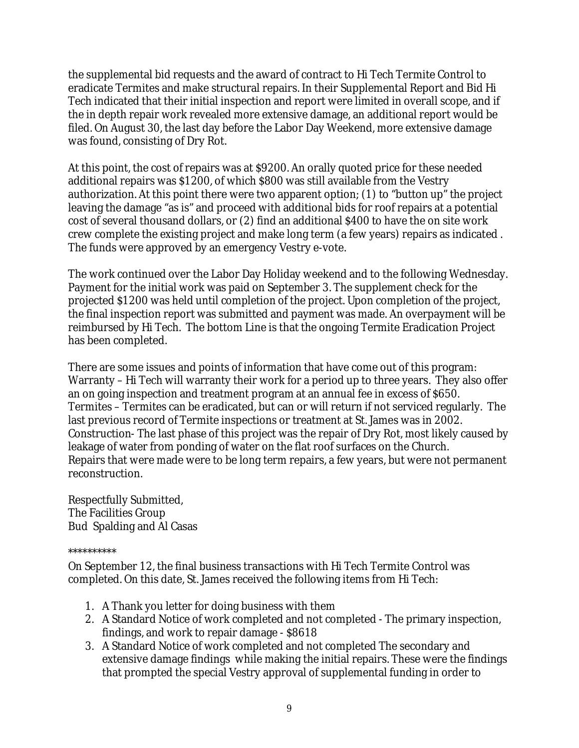the supplemental bid requests and the award of contract to Hi Tech Termite Control to eradicate Termites and make structural repairs. In their Supplemental Report and Bid Hi Tech indicated that their initial inspection and report were limited in overall scope, and if the in depth repair work revealed more extensive damage, an additional report would be filed. On August 30, the last day before the Labor Day Weekend, more extensive damage was found, consisting of Dry Rot.

At this point, the cost of repairs was at $9200. An orally quoted price for these needed additional repairs was $1200, of which $800 was still available from the Vestry authorization. At this point there were two apparent option; (1) to "button up" the project leaving the damage "as is" and proceed with additional bids for roof repairs at a potential cost of several thousand dollars, or (2) find an additional $400 to have the on site work crew complete the existing project and make long term (a few years) repairs as indicated . The funds were approved by an emergency Vestry e-vote.

The work continued over the Labor Day Holiday weekend and to the following Wednesday. Payment for the initial work was paid on September 3. The supplement check for the projected $1200 was held until completion of the project. Upon completion of the project, the final inspection report was submitted and payment was made. An overpayment will be reimbursed by Hi Tech. The bottom Line is that the ongoing Termite Eradication Project has been completed.

There are some issues and points of information that have come out of this program:
Warranty – Hi Tech will warranty their work for a period up to three years. They also offer an on going inspection and treatment program at an annual fee in excess of $650.
Termites – Termites can be eradicated, but can or will return if not serviced regularly. The last previous record of Termite inspections or treatment at St. James was in 2002.
Construction- The last phase of this project was the repair of Dry Rot, most likely caused by leakage of water from ponding of water on the flat roof surfaces on the Church.
Repairs that were made were to be long term repairs, a few years, but were not permanent reconstruction.

Respectfully Submitted,
The Facilities Group
Bud Spalding and Al Casas

\*\*\*\*\*\*\*\*\*\*

On September 12, the final business transactions with Hi Tech Termite Control was completed. On this date, St. James received the following items from Hi Tech:

1. A Thank you letter for doing business with them
2. A Standard Notice of work completed and not completed - The primary inspection, findings, and work to repair damage - $8618
3. A Standard Notice of work completed and not completed The secondary and extensive damage findings while making the initial repairs. These were the findings that prompted the special Vestry approval of supplemental funding in order to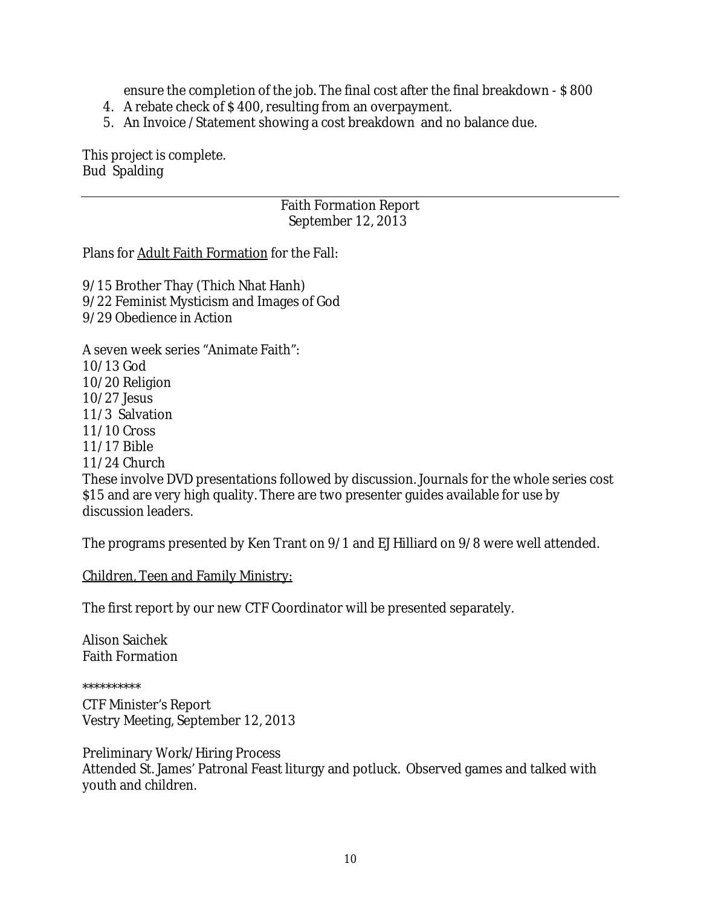ensure the completion of the job. The final cost after the final breakdown - $ 800

4. A rebate check of $ 400, resulting from an overpayment.
5. An Invoice / Statement showing a cost breakdown and no balance due.

This project is complete.
Bud Spalding

---

Faith Formation Report
September 12, 2013

Plans for <u>Adult Faith Formation</u> for the Fall:

9/15 Brother Thay (Thich Nhat Hanh)
9/22 Feminist Mysticism and Images of God
9/29 Obedience in Action

A seven week series "Animate Faith":
10/13 God
10/20 Religion
10/27 Jesus
11/3 Salvation
11/10 Cross
11/17 Bible
11/24 Church
These involve DVD presentations followed by discussion. Journals for the whole series cost $15 and are very high quality. There are two presenter guides available for use by discussion leaders.

The programs presented by Ken Trant on 9/1 and EJ Hilliard on 9/8 were well attended.

<u>Children, Teen and Family Ministry:</u>

The first report by our new CTF Coordinator will be presented separately.

Alison Saichek
Faith Formation

**********

CTF Minister's Report
Vestry Meeting, September 12, 2013

Preliminary Work/Hiring Process
Attended St. James' Patronal Feast liturgy and potluck. Observed games and talked with youth and children.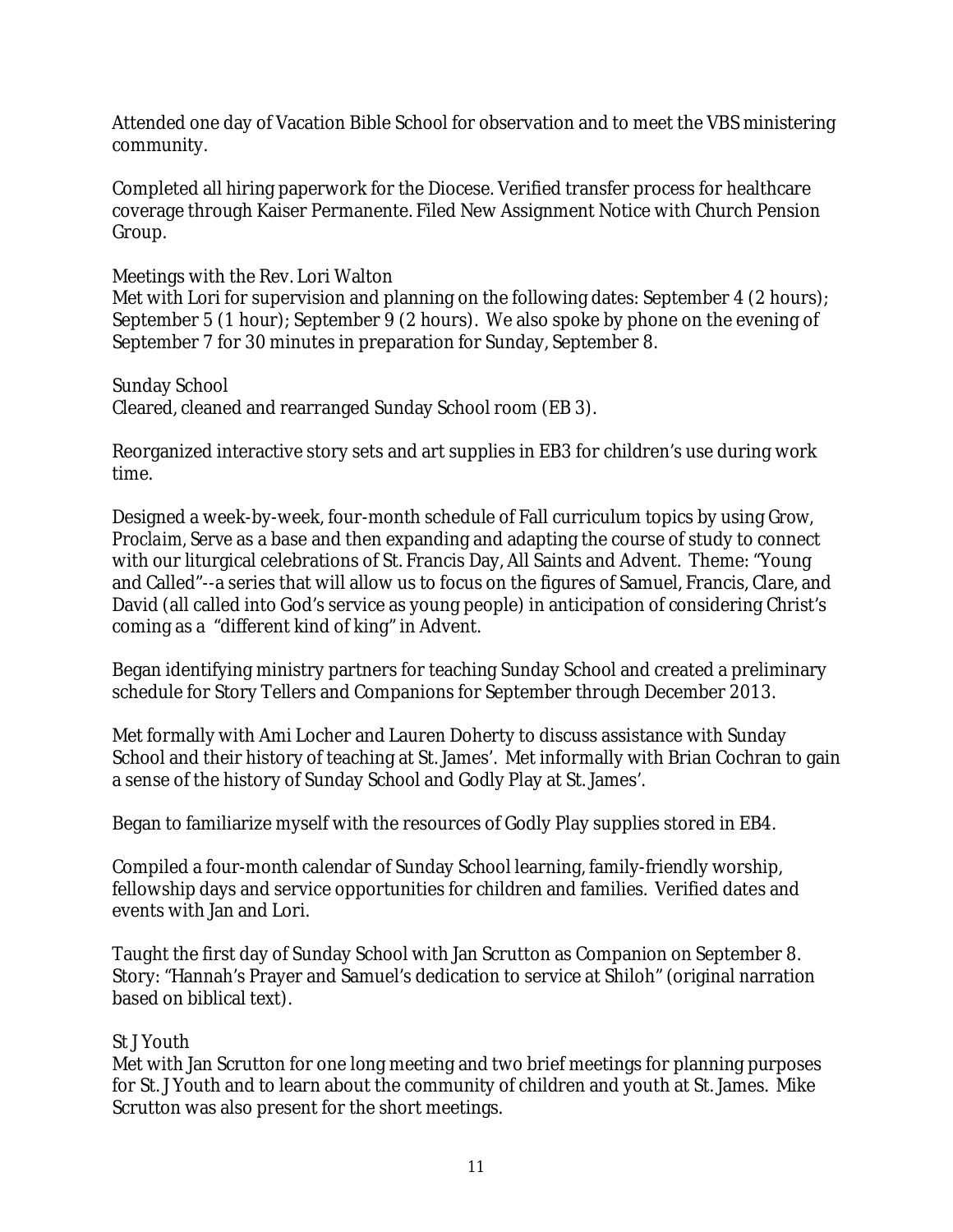Attended one day of Vacation Bible School for observation and to meet the VBS ministering community.

Completed all hiring paperwork for the Diocese. Verified transfer process for healthcare coverage through Kaiser Permanente. Filed New Assignment Notice with Church Pension Group.

Meetings with the Rev. Lori Walton

Met with Lori for supervision and planning on the following dates: September 4 (2 hours); September 5 (1 hour); September 9 (2 hours). We also spoke by phone on the evening of September 7 for 30 minutes in preparation for Sunday, September 8.

Sunday School

Cleared, cleaned and rearranged Sunday School room (EB 3).

Reorganized interactive story sets and art supplies in EB3 for children's use during work time.

Designed a week-by-week, four-month schedule of Fall curriculum topics by using *Grow, Proclaim, Serve* as a base and then expanding and adapting the course of study to connect with our liturgical celebrations of St. Francis Day, All Saints and Advent. Theme: "Young and Called"--a series that will allow us to focus on the figures of Samuel, Francis, Clare, and David (all called into God's service as young people) in anticipation of considering Christ's coming as a "different kind of king" in Advent.

Began identifying ministry partners for teaching Sunday School and created a preliminary schedule for Story Tellers and Companions for September through December 2013.

Met formally with Ami Locher and Lauren Doherty to discuss assistance with Sunday School and their history of teaching at St. James'. Met informally with Brian Cochran to gain a sense of the history of Sunday School and Godly Play at St. James'.

Began to familiarize myself with the resources of Godly Play supplies stored in EB4.

Compiled a four-month calendar of Sunday School learning, family-friendly worship, fellowship days and service opportunities for children and families. Verified dates and events with Jan and Lori.

Taught the first day of Sunday School with Jan Scrutton as Companion on September 8. Story: "Hannah's Prayer and Samuel's dedication to service at Shiloh" (original narration based on biblical text).

St J Youth

Met with Jan Scrutton for one long meeting and two brief meetings for planning purposes for St. J Youth and to learn about the community of children and youth at St. James. Mike Scrutton was also present for the short meetings.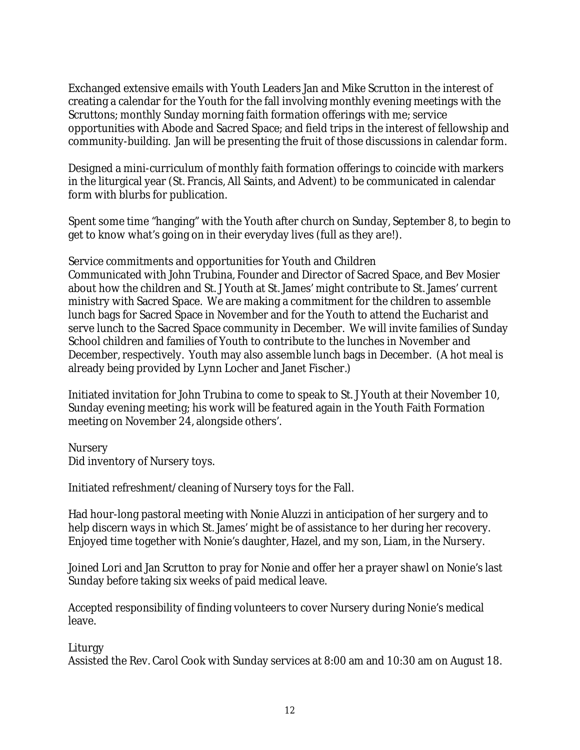Exchanged extensive emails with Youth Leaders Jan and Mike Scrutton in the interest of creating a calendar for the Youth for the fall involving monthly evening meetings with the Scruttons; monthly Sunday morning faith formation offerings with me; service opportunities with Abode and Sacred Space; and field trips in the interest of fellowship and community-building. Jan will be presenting the fruit of those discussions in calendar form.

Designed a mini-curriculum of monthly faith formation offerings to coincide with markers in the liturgical year (St. Francis, All Saints, and Advent) to be communicated in calendar form with blurbs for publication.

Spent some time "hanging" with the Youth after church on Sunday, September 8, to begin to get to know what's going on in their everyday lives (full as they are!).

Service commitments and opportunities for Youth and Children

Communicated with John Trubina, Founder and Director of Sacred Space, and Bev Mosier about how the children and St. J Youth at St. James' might contribute to St. James' current ministry with Sacred Space. We are making a commitment for the children to assemble lunch bags for Sacred Space in November and for the Youth to attend the Eucharist and serve lunch to the Sacred Space community in December. We will invite families of Sunday School children and families of Youth to contribute to the lunches in November and December, respectively. Youth may also assemble lunch bags in December. (A hot meal is already being provided by Lynn Locher and Janet Fischer.)

Initiated invitation for John Trubina to come to speak to St. J Youth at their November 10, Sunday evening meeting; his work will be featured again in the Youth Faith Formation meeting on November 24, alongside others'.

Nursery

Did inventory of Nursery toys.

Initiated refreshment/cleaning of Nursery toys for the Fall.

Had hour-long pastoral meeting with Nonie Aluzzi in anticipation of her surgery and to help discern ways in which St. James' might be of assistance to her during her recovery. Enjoyed time together with Nonie's daughter, Hazel, and my son, Liam, in the Nursery.

Joined Lori and Jan Scrutton to pray for Nonie and offer her a prayer shawl on Nonie's last Sunday before taking six weeks of paid medical leave.

Accepted responsibility of finding volunteers to cover Nursery during Nonie's medical leave.

Liturgy

Assisted the Rev. Carol Cook with Sunday services at 8:00 am and 10:30 am on August 18.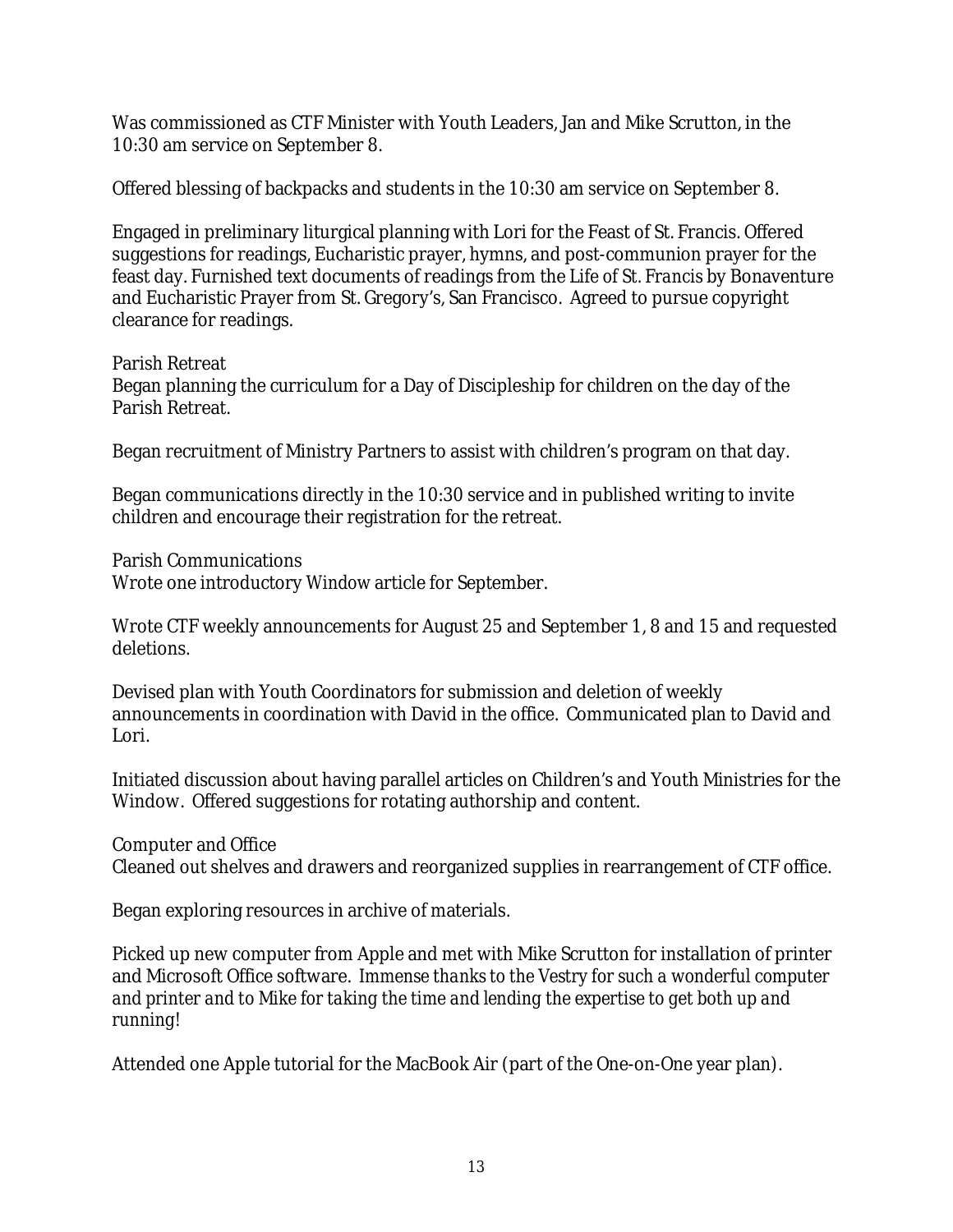Was commissioned as CTF Minister with Youth Leaders, Jan and Mike Scrutton, in the 10:30 am service on September 8.

Offered blessing of backpacks and students in the 10:30 am service on September 8.

Engaged in preliminary liturgical planning with Lori for the Feast of St. Francis. Offered suggestions for readings, Eucharistic prayer, hymns, and post-communion prayer for the feast day. Furnished text documents of readings from the *Life of St. Francis* by Bonaventure and Eucharistic Prayer from St. Gregory's, San Francisco. Agreed to pursue copyright clearance for readings.

### Parish Retreat

Began planning the curriculum for a Day of Discipleship for children on the day of the Parish Retreat.

Began recruitment of Ministry Partners to assist with children's program on that day.

Began communications directly in the 10:30 service and in published writing to invite children and encourage their registration for the retreat.

### Parish Communications

Wrote one introductory Window article for September.

Wrote CTF weekly announcements for August 25 and September 1, 8 and 15 and requested deletions.

Devised plan with Youth Coordinators for submission and deletion of weekly announcements in coordination with David in the office. Communicated plan to David and Lori.

Initiated discussion about having parallel articles on Children's and Youth Ministries for the Window. Offered suggestions for rotating authorship and content.

### Computer and Office

Cleaned out shelves and drawers and reorganized supplies in rearrangement of CTF office.

Began exploring resources in archive of materials.

Picked up new computer from Apple and met with Mike Scrutton for installation of printer and Microsoft Office software. *Immense thanks to the Vestry for such a wonderful computer and printer and to Mike for taking the time and lending the expertise to get both up and running!*

Attended one Apple tutorial for the MacBook Air (part of the One-on-One year plan).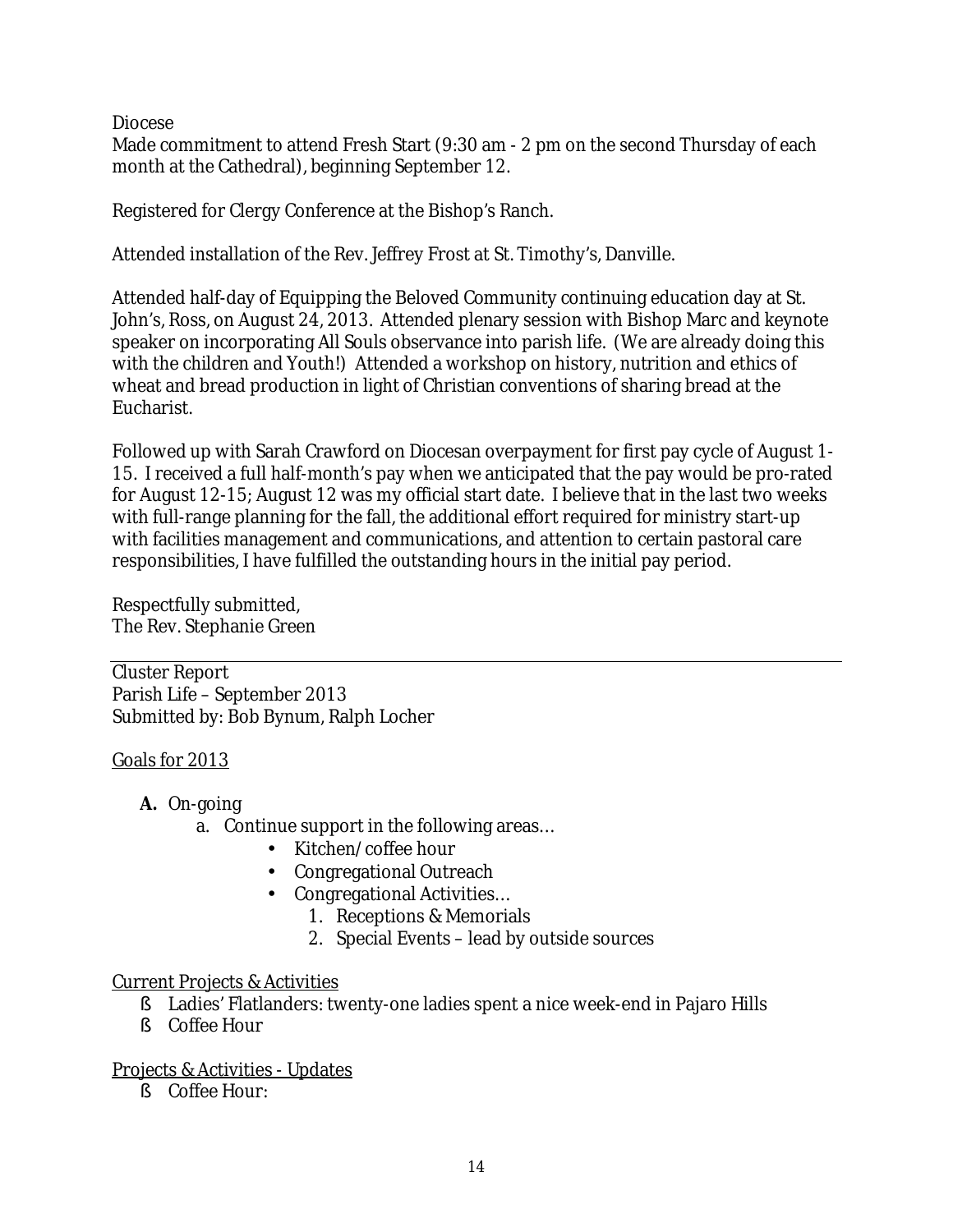Diocese
Made commitment to attend Fresh Start (9:30 am - 2 pm on the second Thursday of each month at the Cathedral), beginning September 12.

Registered for Clergy Conference at the Bishop's Ranch.

Attended installation of the Rev. Jeffrey Frost at St. Timothy's, Danville.

Attended half-day of Equipping the Beloved Community continuing education day at St. John's, Ross, on August 24, 2013. Attended plenary session with Bishop Marc and keynote speaker on incorporating All Souls observance into parish life. (We are already doing this with the children and Youth!) Attended a workshop on history, nutrition and ethics of wheat and bread production in light of Christian conventions of sharing bread at the Eucharist.

Followed up with Sarah Crawford on Diocesan overpayment for first pay cycle of August 1-15. I received a full half-month's pay when we anticipated that the pay would be pro-rated for August 12-15; August 12 was my official start date. I believe that in the last two weeks with full-range planning for the fall, the additional effort required for ministry start-up with facilities management and communications, and attention to certain pastoral care responsibilities, I have fulfilled the outstanding hours in the initial pay period.

Respectfully submitted,
The Rev. Stephanie Green

---

Cluster Report
Parish Life – September 2013
Submitted by: Bob Bynum, Ralph Locher

<u>Goals for 2013</u>

**A.** On-going
   a. Continue support in the following areas…
      - Kitchen/coffee hour
      - Congregational Outreach
      - Congregational Activities…
         1. Receptions & Memorials
         2. Special Events – lead by outside sources

<u>Current Projects & Activities</u>

- Ladies' Flatlanders: twenty-one ladies spent a nice week-end in Pajaro Hills
- Coffee Hour

<u>Projects & Activities - Updates</u>

- Coffee Hour: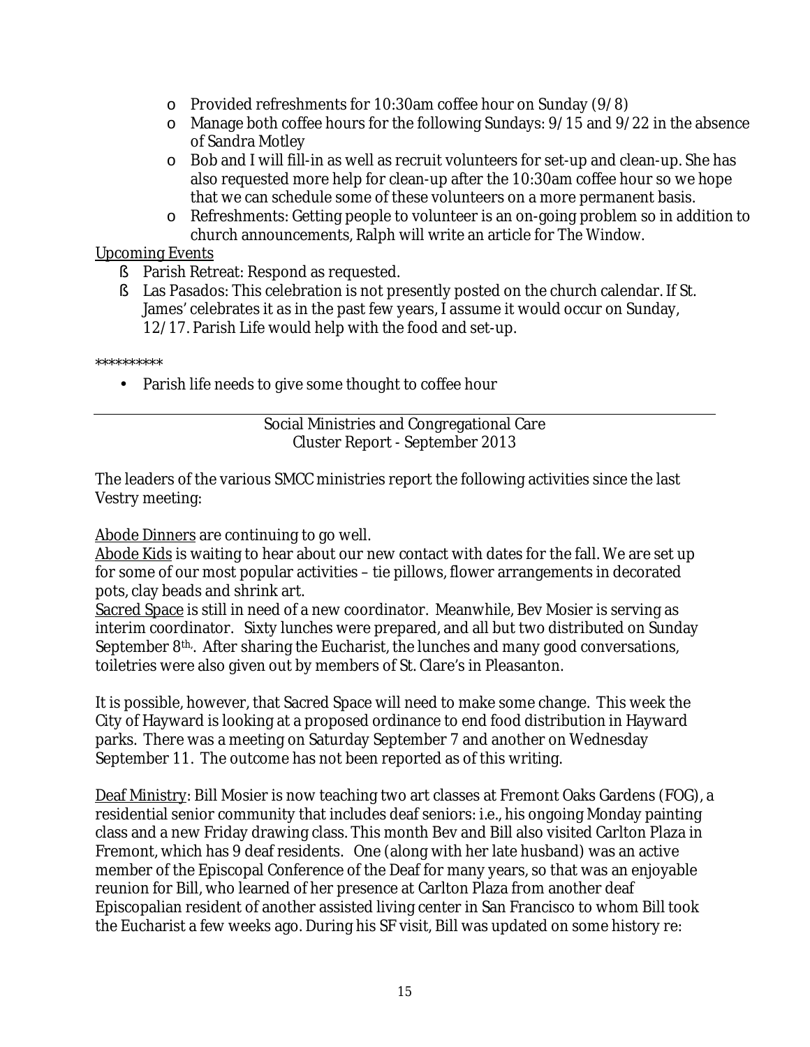- Provided refreshments for 10:30am coffee hour on Sunday (9/8)
  - Manage both coffee hours for the following Sundays: 9/15 and 9/22 in the absence of Sandra Motley
  - Bob and I will fill-in as well as recruit volunteers for set-up and clean-up. She has also requested more help for clean-up after the 10:30am coffee hour so we hope that we can schedule some of these volunteers on a more permanent basis.
  - Refreshments: Getting people to volunteer is an on-going problem so in addition to church announcements, Ralph will write an article for The Window.

<u>Upcoming Events</u>

- Parish Retreat: Respond as requested.
- Las Pasados: This celebration is not presently posted on the church calendar. If St. James' celebrates it as in the past few years, I assume it would occur on Sunday, 12/17. Parish Life would help with the food and set-up.

**********

- Parish life needs to give some thought to coffee hour

---

Social Ministries and Congregational Care
Cluster Report - September 2013

The leaders of the various SMCC ministries report the following activities since the last Vestry meeting:

<u>Abode Dinners</u> are continuing to go well.
<u>Abode Kids</u> is waiting to hear about our new contact with dates for the fall. We are set up for some of our most popular activities – tie pillows, flower arrangements in decorated pots, clay beads and shrink art.
<u>Sacred Space</u> is still in need of a new coordinator. Meanwhile, Bev Mosier is serving as interim coordinator. Sixty lunches were prepared, and all but two distributed on Sunday September 8th,. After sharing the Eucharist, the lunches and many good conversations, toiletries were also given out by members of St. Clare's in Pleasanton.

It is possible, however, that Sacred Space will need to make some change. This week the City of Hayward is looking at a proposed ordinance to end food distribution in Hayward parks. There was a meeting on Saturday September 7 and another on Wednesday September 11. The outcome has not been reported as of this writing.

<u>Deaf Ministry</u>: Bill Mosier is now teaching two art classes at Fremont Oaks Gardens (FOG), a residential senior community that includes deaf seniors: i.e., his ongoing Monday painting class and a new Friday drawing class. This month Bev and Bill also visited Carlton Plaza in Fremont, which has 9 deaf residents. One (along with her late husband) was an active member of the Episcopal Conference of the Deaf for many years, so that was an enjoyable reunion for Bill, who learned of her presence at Carlton Plaza from another deaf Episcopalian resident of another assisted living center in San Francisco to whom Bill took the Eucharist a few weeks ago. During his SF visit, Bill was updated on some history re: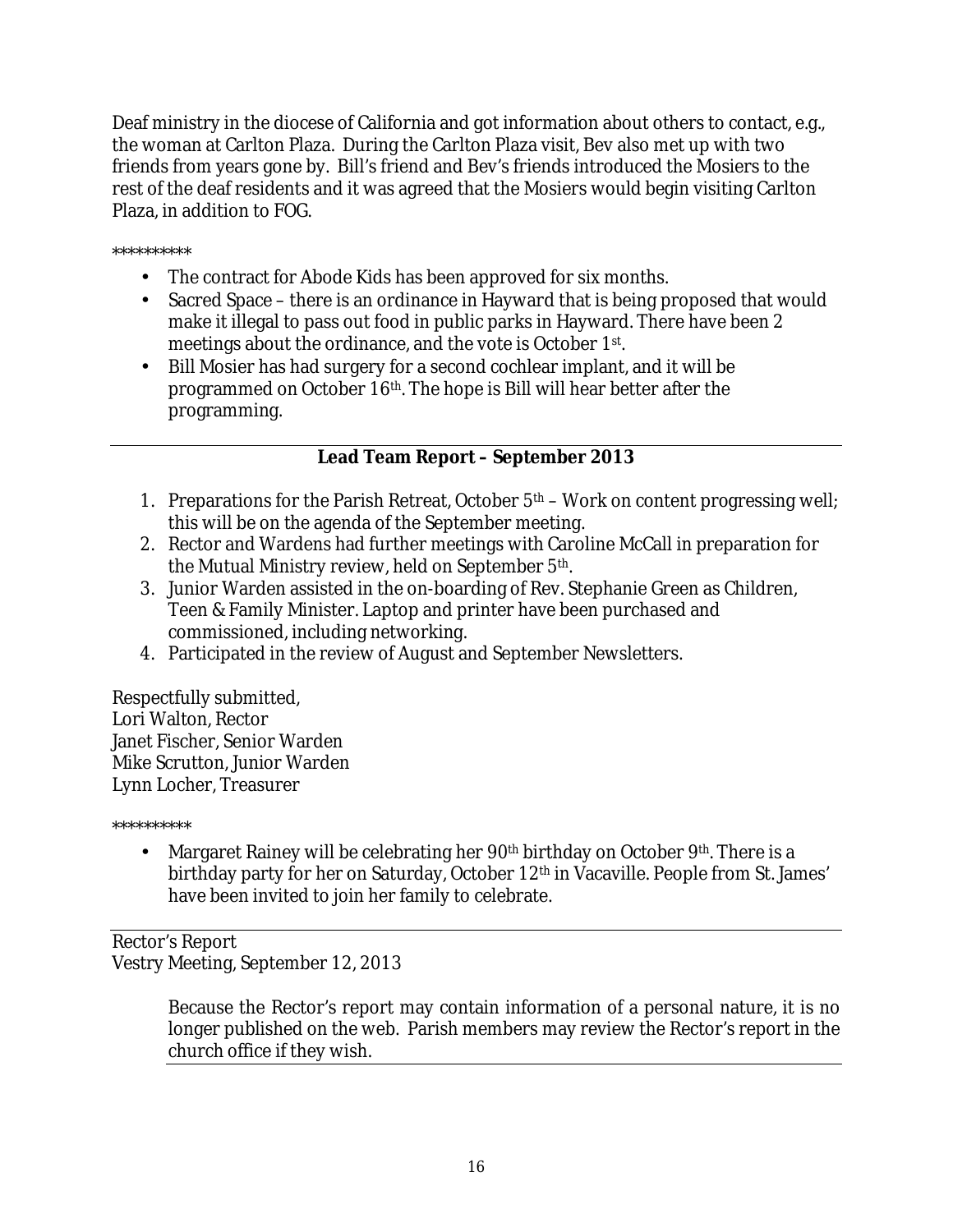Deaf ministry in the diocese of California and got information about others to contact, e.g., the woman at Carlton Plaza. During the Carlton Plaza visit, Bev also met up with two friends from years gone by. Bill's friend and Bev's friends introduced the Mosiers to the rest of the deaf residents and it was agreed that the Mosiers would begin visiting Carlton Plaza, in addition to FOG.

**********

- The contract for Abode Kids has been approved for six months.
- Sacred Space – there is an ordinance in Hayward that is being proposed that would make it illegal to pass out food in public parks in Hayward. There have been 2 meetings about the ordinance, and the vote is October 1st.
- Bill Mosier has had surgery for a second cochlear implant, and it will be programmed on October 16th. The hope is Bill will hear better after the programming.

---

**Lead Team Report – September 2013**

1. Preparations for the Parish Retreat, October 5th – Work on content progressing well; this will be on the agenda of the September meeting.
2. Rector and Wardens had further meetings with Caroline McCall in preparation for the Mutual Ministry review, held on September 5th.
3. Junior Warden assisted in the on-boarding of Rev. Stephanie Green as Children, Teen & Family Minister. Laptop and printer have been purchased and commissioned, including networking.
4. Participated in the review of August and September Newsletters.

Respectfully submitted,
Lori Walton, Rector
Janet Fischer, Senior Warden
Mike Scrutton, Junior Warden
Lynn Locher, Treasurer

**********

- Margaret Rainey will be celebrating her 90th birthday on October 9th. There is a birthday party for her on Saturday, October 12th in Vacaville. People from St. James' have been invited to join her family to celebrate.

---

Rector's Report
Vestry Meeting, September 12, 2013

> Because the Rector's report may contain information of a personal nature, it is no longer published on the web. Parish members may review the Rector's report in the church office if they wish.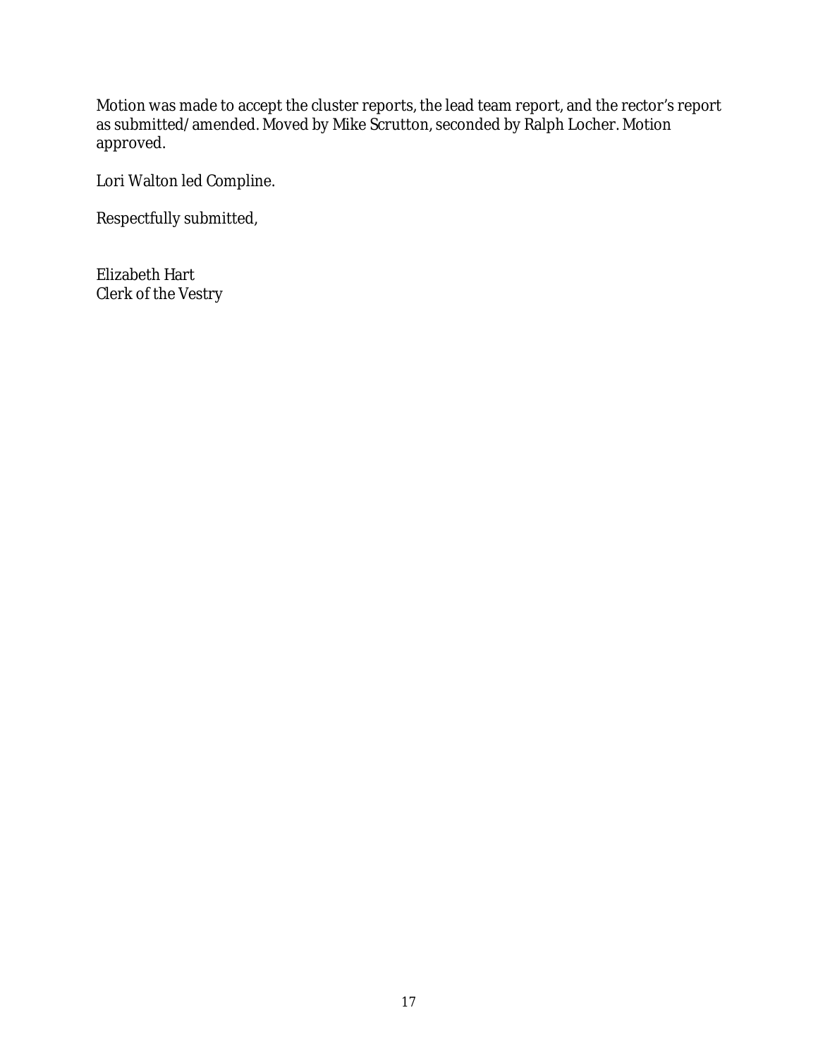Motion was made to accept the cluster reports, the lead team report, and the rector's report as submitted/amended. Moved by Mike Scrutton, seconded by Ralph Locher. Motion approved.

Lori Walton led Compline.

Respectfully submitted,

Elizabeth Hart
Clerk of the Vestry